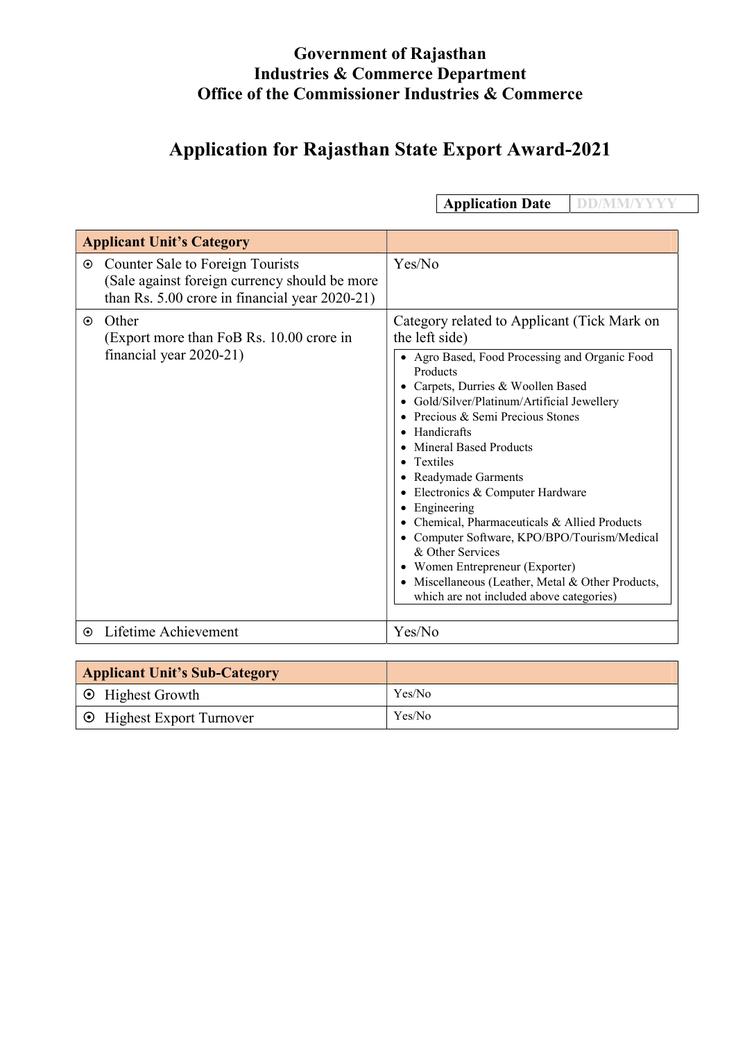**Government of Rajasthan**
**Industries & Commerce Department**
**Office of the Commissioner Industries & Commerce**

# Application for Rajasthan State Export Award-2021

| Application Date | DD/MM/YYYY |
|---|---|

| Applicant Unit's Category | |
|---|---|
| ⊙ Counter Sale to Foreign Tourists (Sale against foreign currency should be more than Rs. 5.00 crore in financial year 2020-21) | Yes/No |
| ⊙ Other (Export more than FoB Rs. 10.00 crore in financial year 2020-21) | Category related to Applicant (Tick Mark on the left side)<br>• Agro Based, Food Processing and Organic Food Products<br>• Carpets, Durries & Woollen Based<br>• Gold/Silver/Platinum/Artificial Jewellery<br>• Precious & Semi Precious Stones<br>• Handicrafts<br>• Mineral Based Products<br>• Textiles<br>• Readymade Garments<br>• Electronics & Computer Hardware<br>• Engineering<br>• Chemical, Pharmaceuticals & Allied Products<br>• Computer Software, KPO/BPO/Tourism/Medical & Other Services<br>• Women Entrepreneur (Exporter)<br>• Miscellaneous (Leather, Metal & Other Products, which are not included above categories) |
| ⊙ Lifetime Achievement | Yes/No |

| Applicant Unit's Sub-Category | |
|---|---|
| ⊙ Highest Growth | Yes/No |
| ⊙ Highest Export Turnover | Yes/No |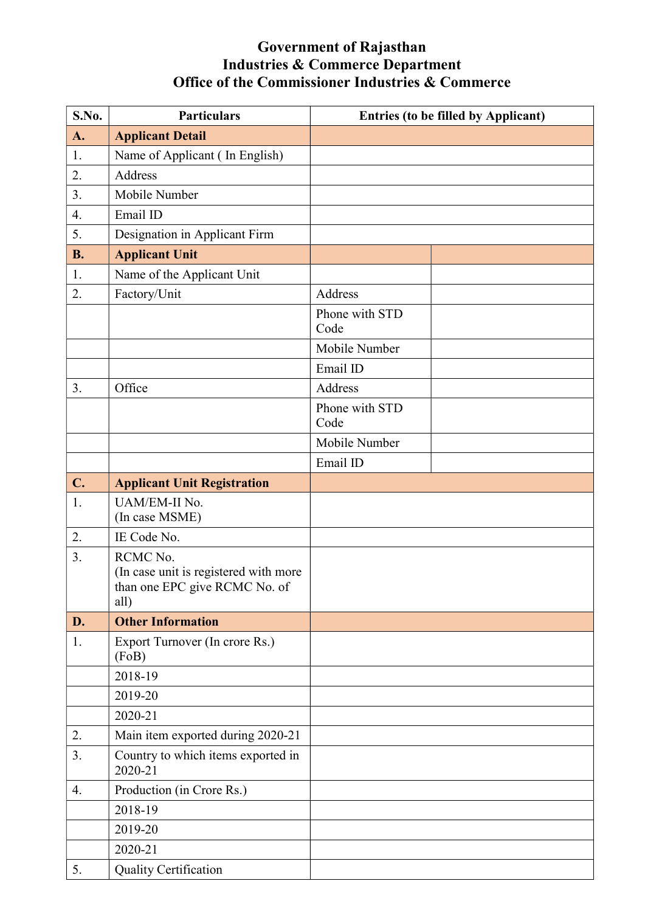# Government of Rajasthan
## Industries & Commerce Department
## Office of the Commissioner Industries & Commerce

| S.No. | Particulars | Entries (to be filled by Applicant) | |
|---|---|---|---|
| **A.** | **Applicant Detail** | | |
| 1. | Name of Applicant ( In English) | | |
| 2. | Address | | |
| 3. | Mobile Number | | |
| 4. | Email ID | | |
| 5. | Designation in Applicant Firm | | |
| **B.** | **Applicant Unit** | | |
| 1. | Name of the Applicant Unit | | |
| 2. | Factory/Unit | Address | |
| | | Phone with STD Code | |
| | | Mobile Number | |
| | | Email ID | |
| 3. | Office | Address | |
| | | Phone with STD Code | |
| | | Mobile Number | |
| | | Email ID | |
| **C.** | **Applicant Unit Registration** | | |
| 1. | UAM/EM-II No. (In case MSME) | | |
| 2. | IE Code No. | | |
| 3. | RCMC No. (In case unit is registered with more than one EPC give RCMC No. of all) | | |
| **D.** | **Other Information** | | |
| 1. | Export Turnover (In crore Rs.) (FoB) | | |
| | 2018-19 | | |
| | 2019-20 | | |
| | 2020-21 | | |
| 2. | Main item exported during 2020-21 | | |
| 3. | Country to which items exported in 2020-21 | | |
| 4. | Production (in Crore Rs.) | | |
| | 2018-19 | | |
| | 2019-20 | | |
| | 2020-21 | | |
| 5. | Quality Certification | | |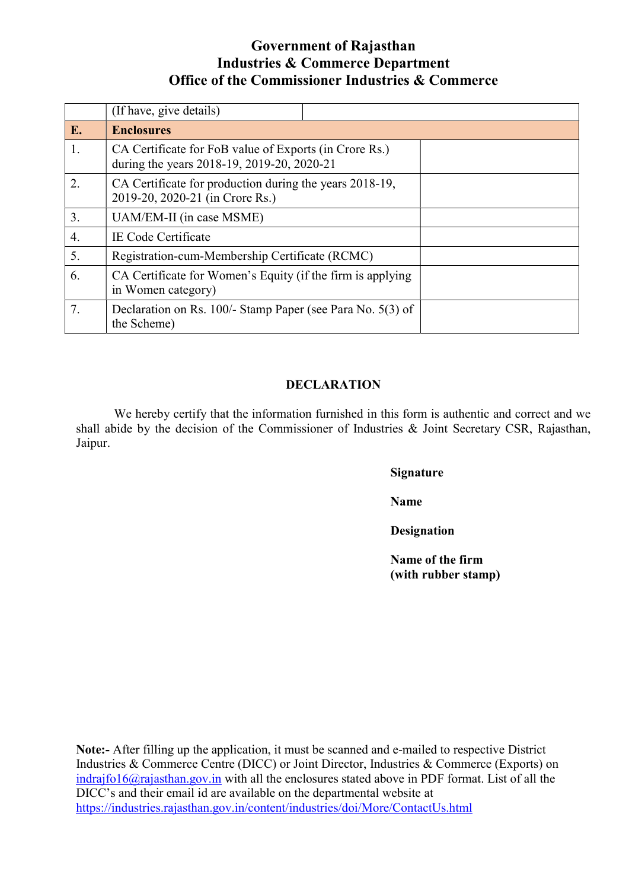**Government of Rajasthan**
**Industries & Commerce Department**
**Office of the Commissioner Industries & Commerce**

| | | |
|---|---|---|
| | (If have, give details) | |
| **E.** | **Enclosures** | |
| 1. | CA Certificate for FoB value of Exports (in Crore Rs.) during the years 2018-19, 2019-20, 2020-21 | |
| 2. | CA Certificate for production during the years 2018-19, 2019-20, 2020-21 (in Crore Rs.) | |
| 3. | UAM/EM-II (in case MSME) | |
| 4. | IE Code Certificate | |
| 5. | Registration-cum-Membership Certificate (RCMC) | |
| 6. | CA Certificate for Women's Equity (if the firm is applying in Women category) | |
| 7. | Declaration on Rs. 100/- Stamp Paper (see Para No. 5(3) of the Scheme) | |

**DECLARATION**

We hereby certify that the information furnished in this form is authentic and correct and we shall abide by the decision of the Commissioner of Industries & Joint Secretary CSR, Rajasthan, Jaipur.

**Signature**

**Name**

**Designation**

**Name of the firm**
**(with rubber stamp)**

**Note:-** After filling up the application, it must be scanned and e-mailed to respective District Industries & Commerce Centre (DICC) or Joint Director, Industries & Commerce (Exports) on indrajfo16@rajasthan.gov.in with all the enclosures stated above in PDF format. List of all the DICC's and their email id are available on the departmental website at https://industries.rajasthan.gov.in/content/industries/doi/More/ContactUs.html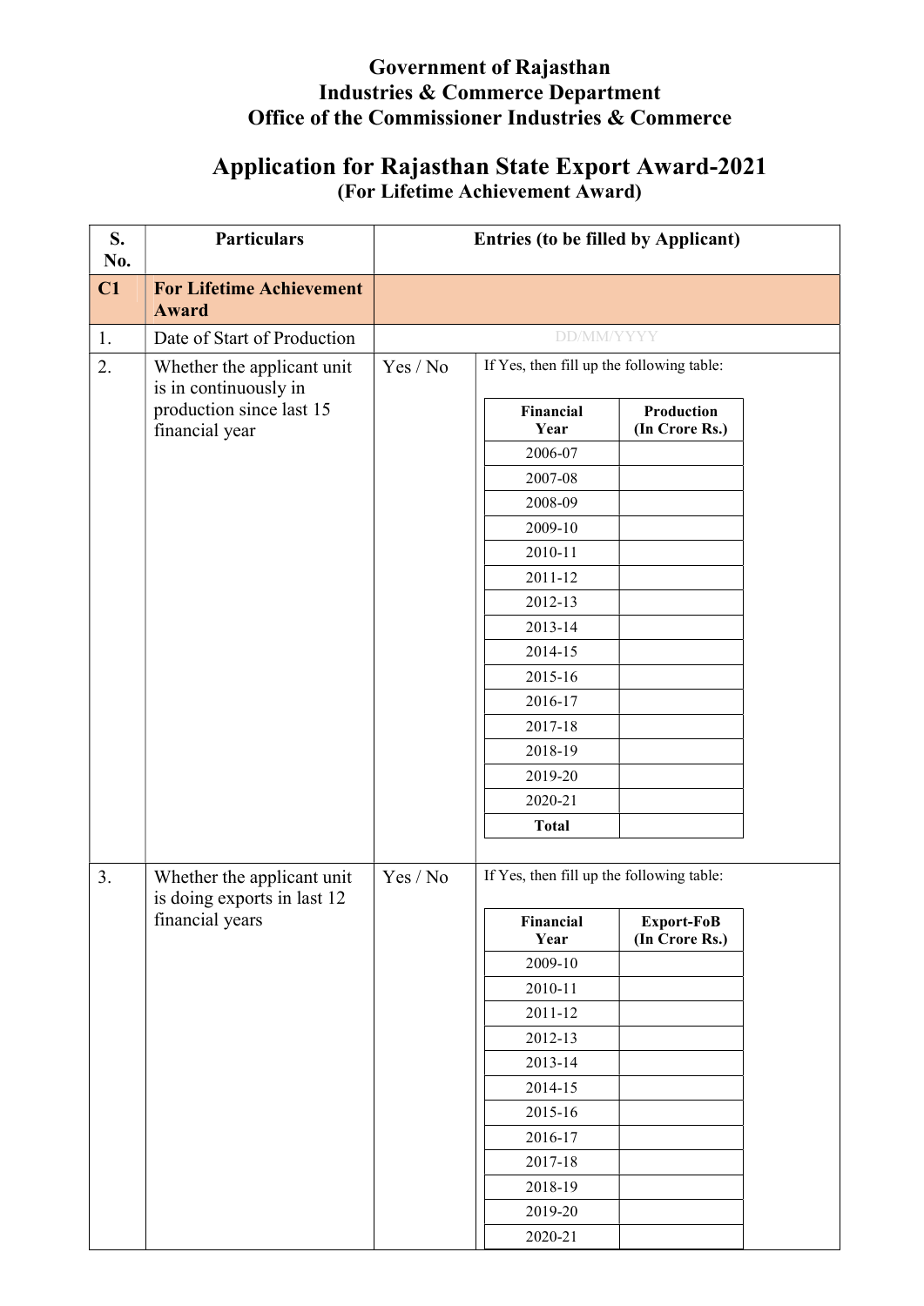**Government of Rajasthan**
**Industries & Commerce Department**
**Office of the Commissioner Industries & Commerce**

# Application for Rajasthan State Export Award-2021

**(For Lifetime Achievement Award)**

| S. No. | Particulars | Entries (to be filled by Applicant) | |
|---|---|---|---|
| **C1** | **For Lifetime Achievement Award** | | |
| 1. | Date of Start of Production | DD/MM/YYYY | |
| 2. | Whether the applicant unit is in continuously in production since last 15 financial year | Yes / No | If Yes, then fill up the following table: |
| 3. | Whether the applicant unit is doing exports in last 12 financial years | Yes / No | If Yes, then fill up the following table: |

**Item 2 table:**

| Financial Year | Production (In Crore Rs.) |
|---|---|
| 2006-07 | |
| 2007-08 | |
| 2008-09 | |
| 2009-10 | |
| 2010-11 | |
| 2011-12 | |
| 2012-13 | |
| 2013-14 | |
| 2014-15 | |
| 2015-16 | |
| 2016-17 | |
| 2017-18 | |
| 2018-19 | |
| 2019-20 | |
| 2020-21 | |
| **Total** | |

**Item 3 table:**

| Financial Year | Export-FoB (In Crore Rs.) |
|---|---|
| 2009-10 | |
| 2010-11 | |
| 2011-12 | |
| 2012-13 | |
| 2013-14 | |
| 2014-15 | |
| 2015-16 | |
| 2016-17 | |
| 2017-18 | |
| 2018-19 | |
| 2019-20 | |
| 2020-21 | |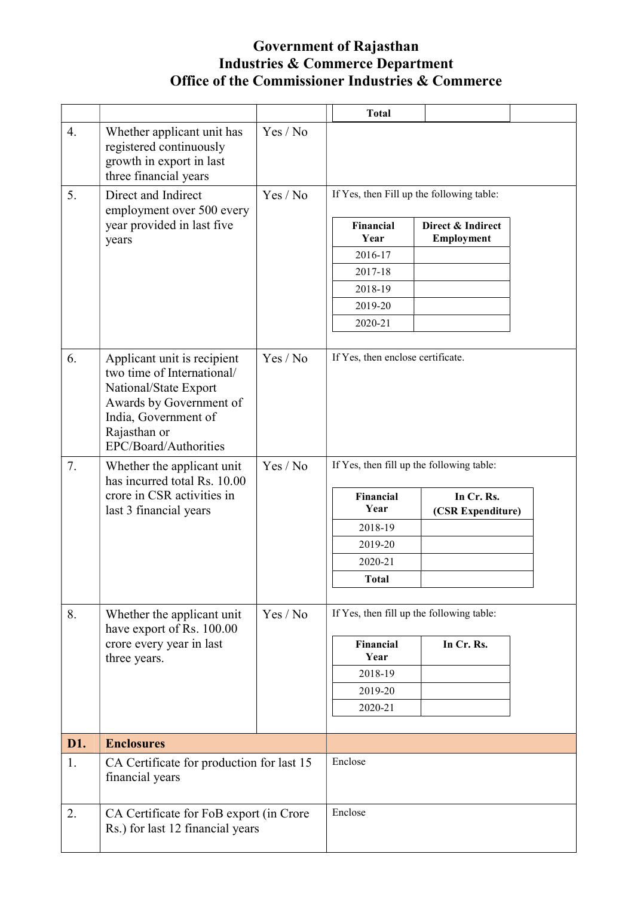# Government of Rajasthan
## Industries & Commerce Department
## Office of the Commissioner Industries & Commerce

| | | | |
|---|---|---|---|
| | | | **Total** |
| 4. | Whether applicant unit has registered continuously growth in export in last three financial years | Yes / No | |
| 5. | Direct and Indirect employment over 500 every year provided in last five years | Yes / No | If Yes, then Fill up the following table: |
| 6. | Applicant unit is recipient two time of International/ National/State Export Awards by Government of India, Government of Rajasthan or EPC/Board/Authorities | Yes / No | If Yes, then enclose certificate. |
| 7. | Whether the applicant unit has incurred total Rs. 10.00 crore in CSR activities in last 3 financial years | Yes / No | If Yes, then fill up the following table: |
| 8. | Whether the applicant unit have export of Rs. 100.00 crore every year in last three years. | Yes / No | If Yes, then fill up the following table: |

Item 5 table:

| Financial Year | Direct & Indirect Employment |
|---|---|
| 2016-17 | |
| 2017-18 | |
| 2018-19 | |
| 2019-20 | |
| 2020-21 | |

Item 7 table:

| Financial Year | In Cr. Rs. (CSR Expenditure) |
|---|---|
| 2018-19 | |
| 2019-20 | |
| 2020-21 | |
| **Total** | |

Item 8 table:

| Financial Year | In Cr. Rs. |
|---|---|
| 2018-19 | |
| 2019-20 | |
| 2020-21 | |

| **D1.** | **Enclosures** | |
|---|---|---|
| 1. | CA Certificate for production for last 15 financial years | Enclose |
| 2. | CA Certificate for FoB export (in Crore Rs.) for last 12 financial years | Enclose |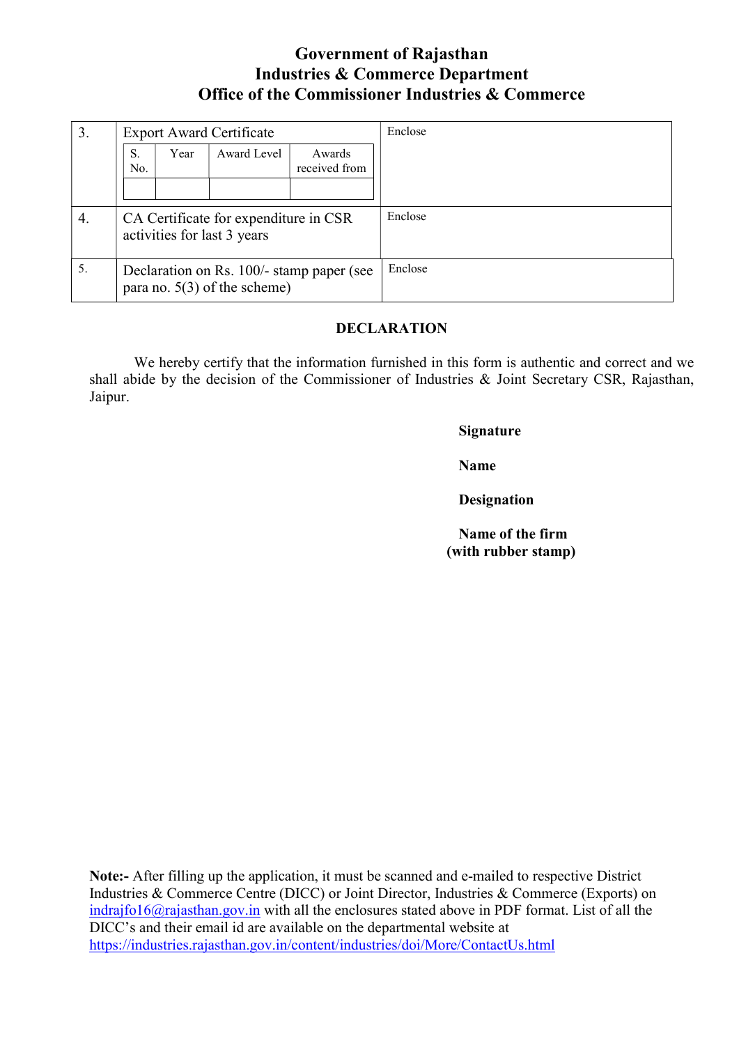# Government of Rajasthan
## Industries & Commerce Department
## Office of the Commissioner Industries & Commerce

| | | |
|---|---|---|
| 3. | Export Award Certificate<br><br>S. No. \| Year \| Award Level \| Awards received from | Enclose |
| 4. | CA Certificate for expenditure in CSR activities for last 3 years | Enclose |
| 5. | Declaration on Rs. 100/- stamp paper (see para no. 5(3) of the scheme) | Enclose |

| S. No. | Year | Award Level | Awards received from |
|---|---|---|---|
| | | | |

### DECLARATION

We hereby certify that the information furnished in this form is authentic and correct and we shall abide by the decision of the Commissioner of Industries & Joint Secretary CSR, Rajasthan, Jaipur.

**Signature**

**Name**

**Designation**

**Name of the firm**
**(with rubber stamp)**

**Note:-** After filling up the application, it must be scanned and e-mailed to respective District Industries & Commerce Centre (DICC) or Joint Director, Industries & Commerce (Exports) on indrajfo16@rajasthan.gov.in with all the enclosures stated above in PDF format. List of all the DICC's and their email id are available on the departmental website at https://industries.rajasthan.gov.in/content/industries/doi/More/ContactUs.html